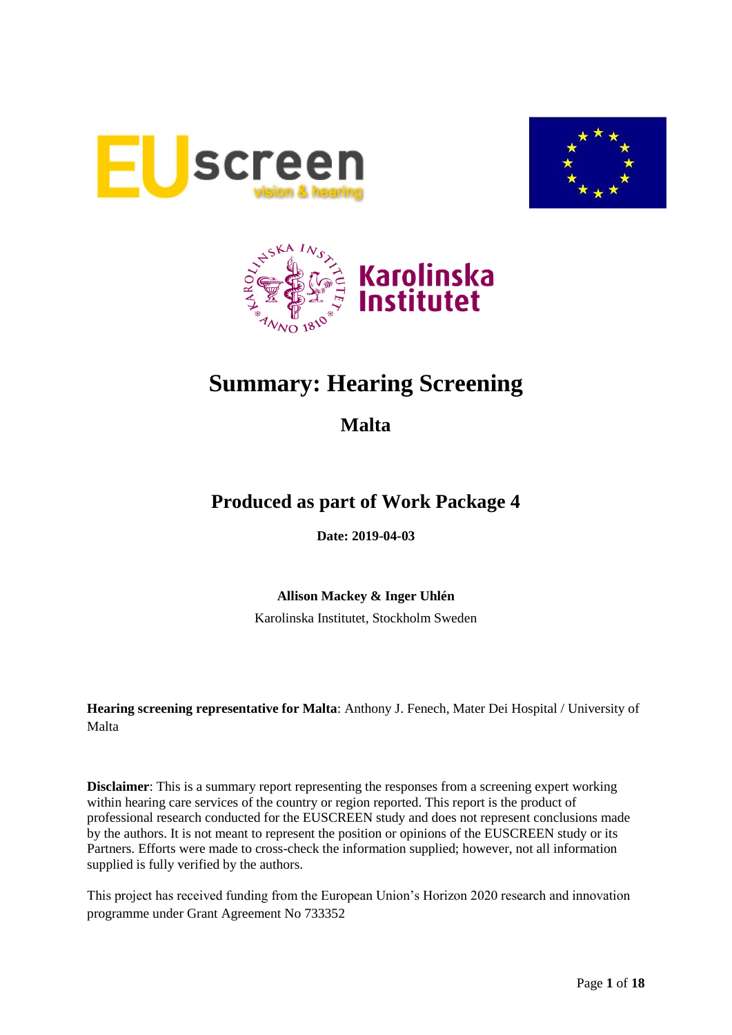# Summary: Hearing Screening

## Malta

## Produced as part of Work Package 4

**Date: 2019-04-03**

**Allison Mackey & Inger Uhlén**

Karolinska Institutet, Stockholm Sweden

**Hearing screening representative for Malta**: Anthony J. Fenech, Mater Dei Hospital / University of Malta

**Disclaimer**: This is a summary report representing the responses from a screening expert working within hearing care services of the country or region reported. This report is the product of professional research conducted for the EUSCREEN study and does not represent conclusions made by the authors. It is not meant to represent the position or opinions of the EUSCREEN study or its Partners. Efforts were made to cross-check the information supplied; however, not all information supplied is fully verified by the authors.

This project has received funding from the European Union's Horizon 2020 research and innovation programme under Grant Agreement No 733352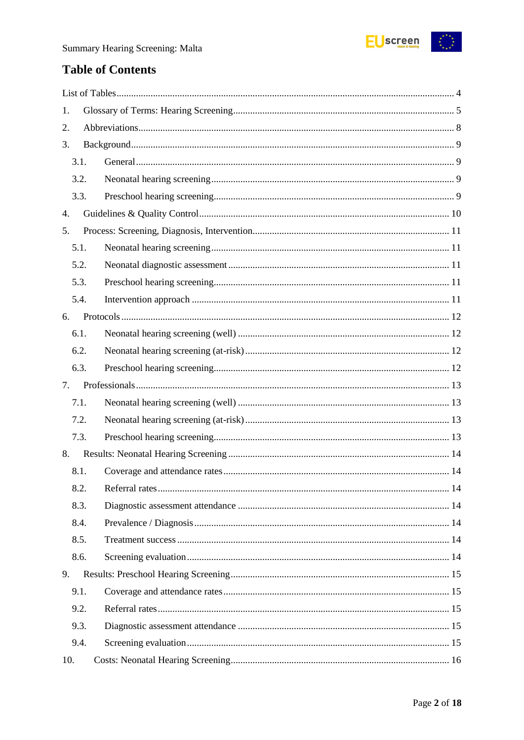## Table of Contents

List of Tables ..... 4

1. Glossary of Terms: Hearing Screening ..... 5
2. Abbreviations ..... 8
3. Background ..... 9
   - 3.1. General ..... 9
   - 3.2. Neonatal hearing screening ..... 9
   - 3.3. Preschool hearing screening ..... 9
4. Guidelines & Quality Control ..... 10
5. Process: Screening, Diagnosis, Intervention ..... 11
   - 5.1. Neonatal hearing screening ..... 11
   - 5.2. Neonatal diagnostic assessment ..... 11
   - 5.3. Preschool hearing screening ..... 11
   - 5.4. Intervention approach ..... 11
6. Protocols ..... 12
   - 6.1. Neonatal hearing screening (well) ..... 12
   - 6.2. Neonatal hearing screening (at-risk) ..... 12
   - 6.3. Preschool hearing screening ..... 12
7. Professionals ..... 13
   - 7.1. Neonatal hearing screening (well) ..... 13
   - 7.2. Neonatal hearing screening (at-risk) ..... 13
   - 7.3. Preschool hearing screening ..... 13
8. Results: Neonatal Hearing Screening ..... 14
   - 8.1. Coverage and attendance rates ..... 14
   - 8.2. Referral rates ..... 14
   - 8.3. Diagnostic assessment attendance ..... 14
   - 8.4. Prevalence / Diagnosis ..... 14
   - 8.5. Treatment success ..... 14
   - 8.6. Screening evaluation ..... 14
9. Results: Preschool Hearing Screening ..... 15
   - 9.1. Coverage and attendance rates ..... 15
   - 9.2. Referral rates ..... 15
   - 9.3. Diagnostic assessment attendance ..... 15
   - 9.4. Screening evaluation ..... 15
10. Costs: Neonatal Hearing Screening ..... 16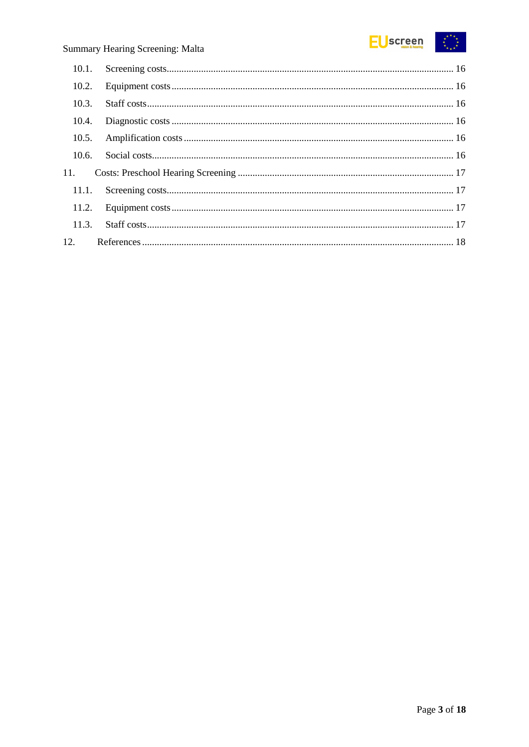10.1. Screening costs .......... 16

10.2. Equipment costs .......... 16

10.3. Staff costs .......... 16

10.4. Diagnostic costs .......... 16

10.5. Amplification costs .......... 16

10.6. Social costs .......... 16

11. Costs: Preschool Hearing Screening .......... 17

11.1. Screening costs .......... 17

11.2. Equipment costs .......... 17

11.3. Staff costs .......... 17

12. References .......... 18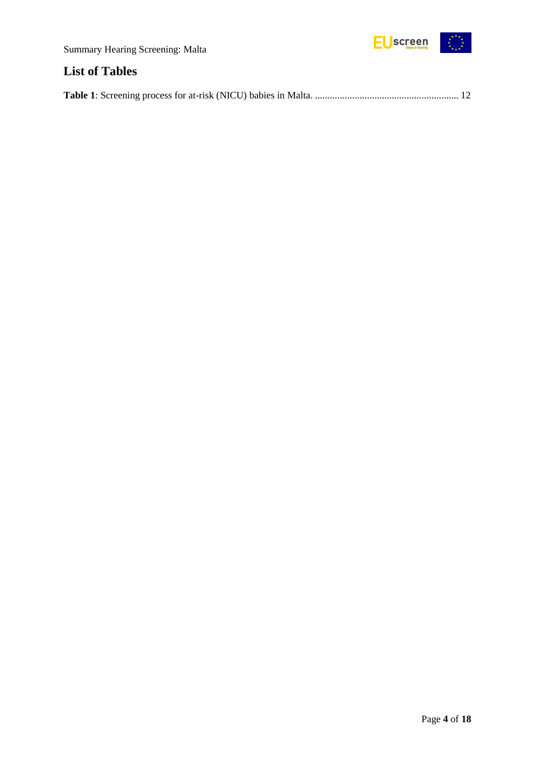## List of Tables

**Table 1**: Screening process for at-risk (NICU) babies in Malta. ........................................................ 12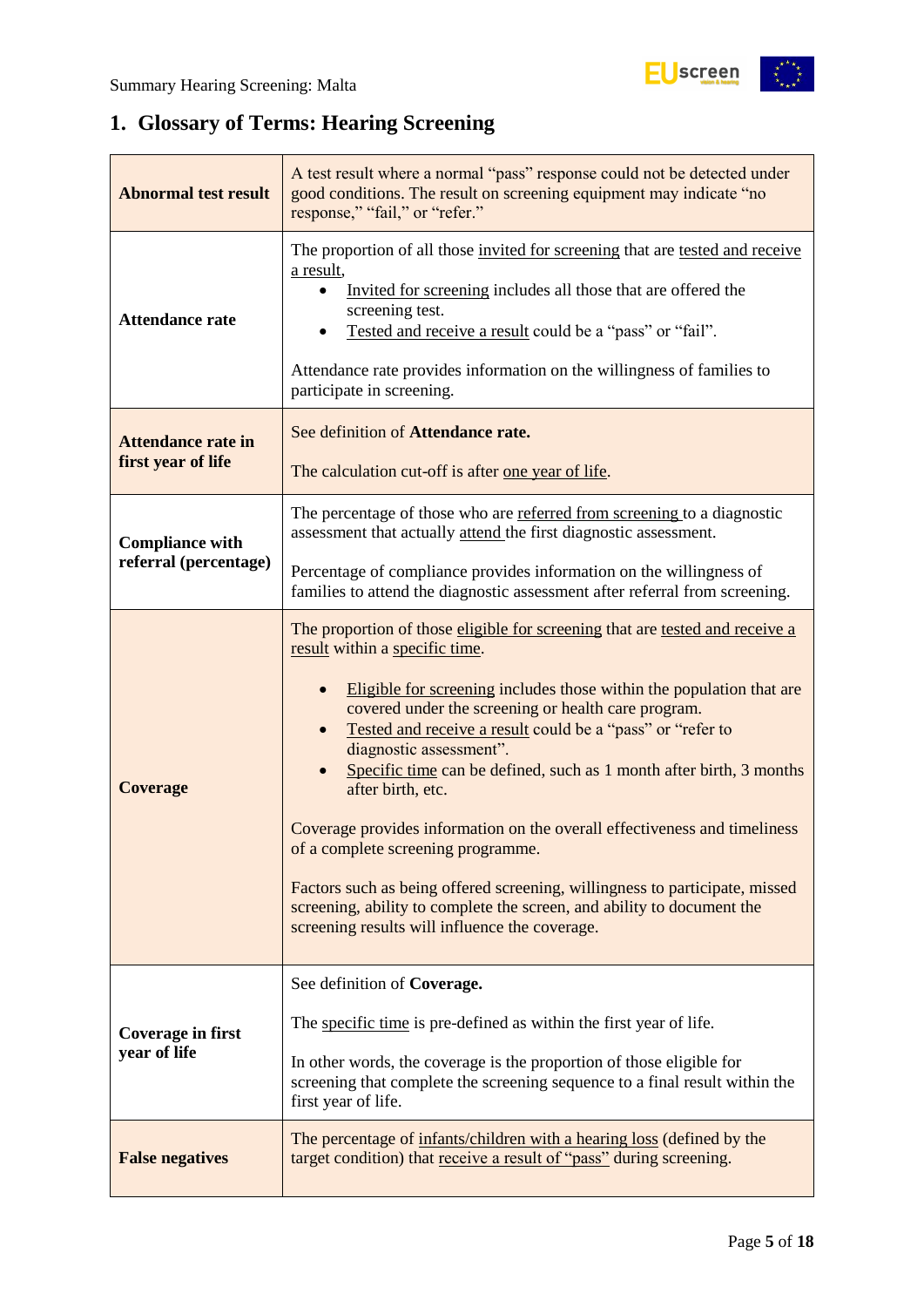# 1. Glossary of Terms: Hearing Screening

| | |
|---|---|
| **Abnormal test result** | A test result where a normal "pass" response could not be detected under good conditions. The result on screening equipment may indicate "no response," "fail," or "refer." |
| **Attendance rate** | The proportion of all those invited for screening that are tested and receive a result,<br>• Invited for screening includes all those that are offered the screening test.<br>• Tested and receive a result could be a "pass" or "fail".<br><br>Attendance rate provides information on the willingness of families to participate in screening. |
| **Attendance rate in first year of life** | See definition of **Attendance rate.**<br><br>The calculation cut-off is after one year of life. |
| **Compliance with referral (percentage)** | The percentage of those who are referred from screening to a diagnostic assessment that actually attend the first diagnostic assessment.<br><br>Percentage of compliance provides information on the willingness of families to attend the diagnostic assessment after referral from screening. |
| **Coverage** | The proportion of those eligible for screening that are tested and receive a result within a specific time.<br><br>• Eligible for screening includes those within the population that are covered under the screening or health care program.<br>• Tested and receive a result could be a "pass" or "refer to diagnostic assessment".<br>• Specific time can be defined, such as 1 month after birth, 3 months after birth, etc.<br><br>Coverage provides information on the overall effectiveness and timeliness of a complete screening programme.<br><br>Factors such as being offered screening, willingness to participate, missed screening, ability to complete the screen, and ability to document the screening results will influence the coverage. |
| **Coverage in first year of life** | See definition of **Coverage.**<br><br>The specific time is pre-defined as within the first year of life.<br><br>In other words, the coverage is the proportion of those eligible for screening that complete the screening sequence to a final result within the first year of life. |
| **False negatives** | The percentage of infants/children with a hearing loss (defined by the target condition) that receive a result of "pass" during screening. |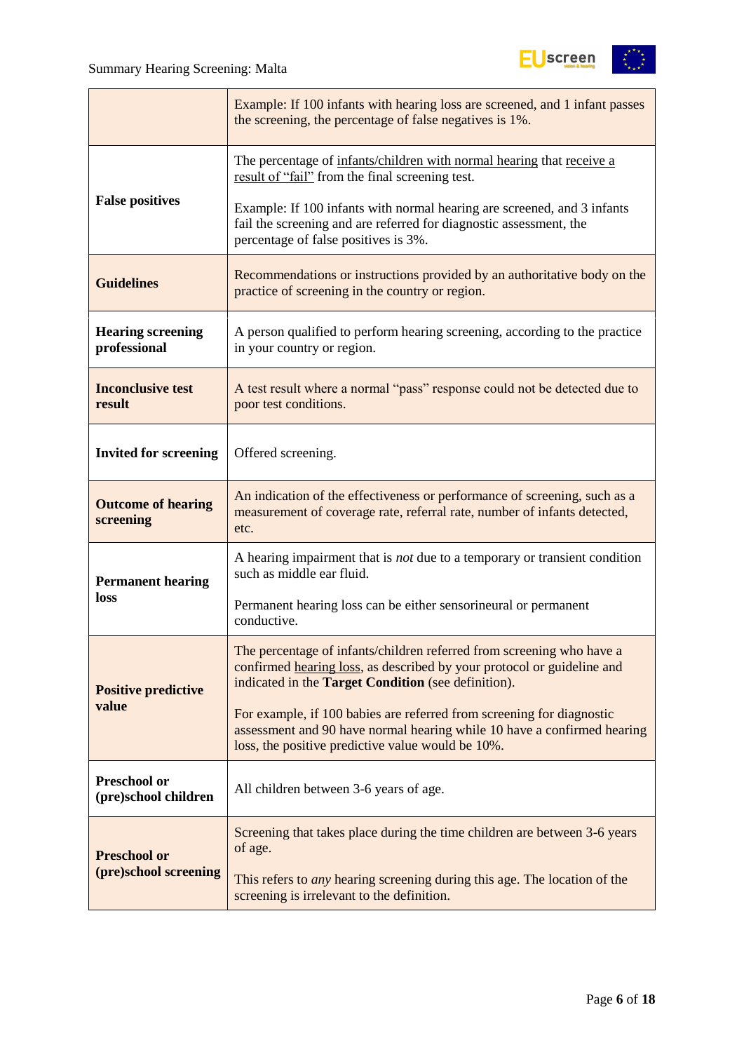| | |
|---|---|
| | Example: If 100 infants with hearing loss are screened, and 1 infant passes the screening, the percentage of false negatives is 1%. |
| **False positives** | The percentage of infants/children with normal hearing that receive a result of "fail" from the final screening test.<br><br>Example: If 100 infants with normal hearing are screened, and 3 infants fail the screening and are referred for diagnostic assessment, the percentage of false positives is 3%. |
| **Guidelines** | Recommendations or instructions provided by an authoritative body on the practice of screening in the country or region. |
| **Hearing screening professional** | A person qualified to perform hearing screening, according to the practice in your country or region. |
| **Inconclusive test result** | A test result where a normal "pass" response could not be detected due to poor test conditions. |
| **Invited for screening** | Offered screening. |
| **Outcome of hearing screening** | An indication of the effectiveness or performance of screening, such as a measurement of coverage rate, referral rate, number of infants detected, etc. |
| **Permanent hearing loss** | A hearing impairment that is *not* due to a temporary or transient condition such as middle ear fluid.<br><br>Permanent hearing loss can be either sensorineural or permanent conductive. |
| **Positive predictive value** | The percentage of infants/children referred from screening who have a confirmed hearing loss, as described by your protocol or guideline and indicated in the **Target Condition** (see definition).<br><br>For example, if 100 babies are referred from screening for diagnostic assessment and 90 have normal hearing while 10 have a confirmed hearing loss, the positive predictive value would be 10%. |
| **Preschool or (pre)school children** | All children between 3-6 years of age. |
| **Preschool or (pre)school screening** | Screening that takes place during the time children are between 3-6 years of age.<br><br>This refers to *any* hearing screening during this age. The location of the screening is irrelevant to the definition. |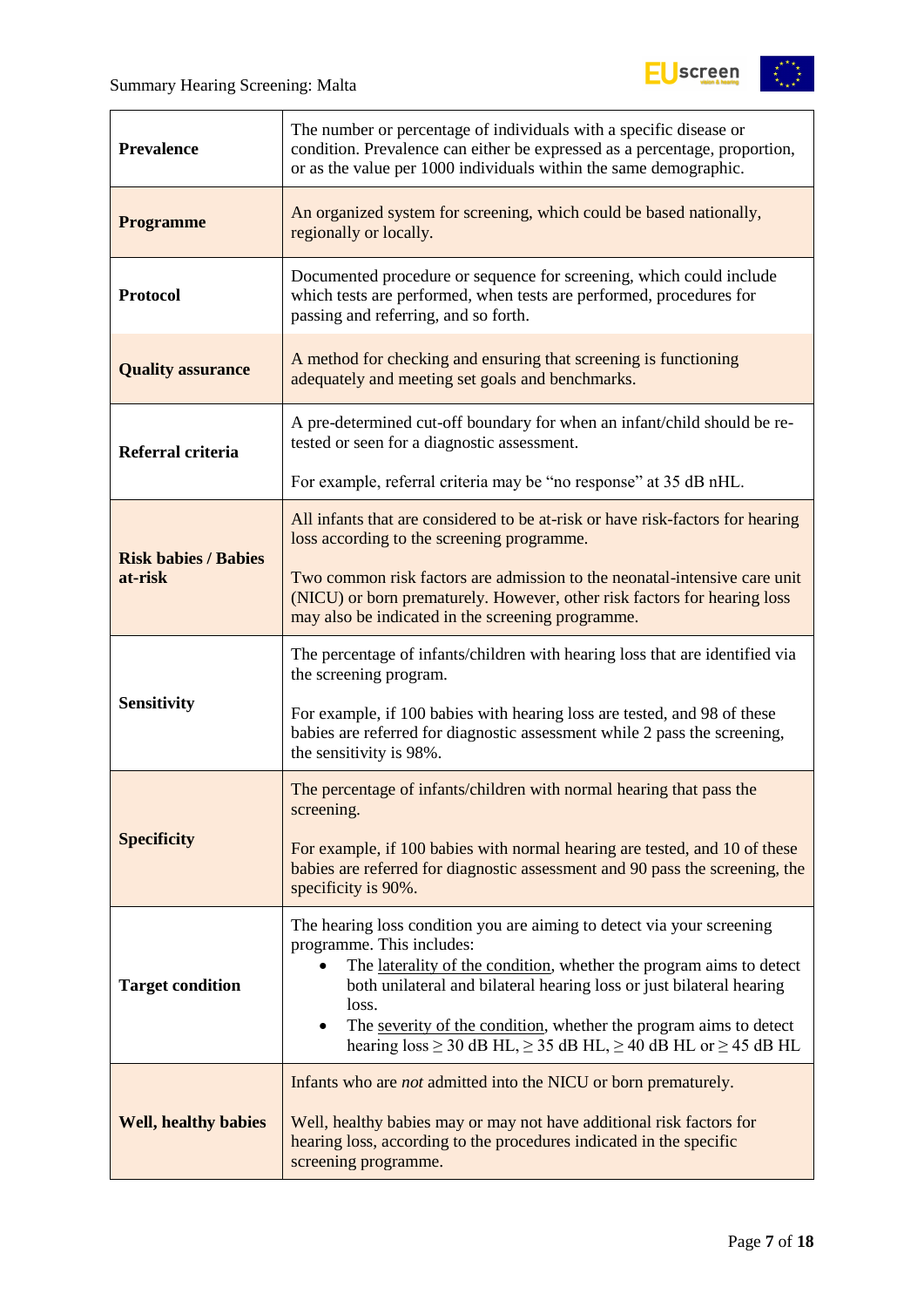| | |
|---|---|
| **Prevalence** | The number or percentage of individuals with a specific disease or condition. Prevalence can either be expressed as a percentage, proportion, or as the value per 1000 individuals within the same demographic. |
| **Programme** | An organized system for screening, which could be based nationally, regionally or locally. |
| **Protocol** | Documented procedure or sequence for screening, which could include which tests are performed, when tests are performed, procedures for passing and referring, and so forth. |
| **Quality assurance** | A method for checking and ensuring that screening is functioning adequately and meeting set goals and benchmarks. |
| **Referral criteria** | A pre-determined cut-off boundary for when an infant/child should be re-tested or seen for a diagnostic assessment.<br><br>For example, referral criteria may be "no response" at 35 dB nHL. |
| **Risk babies / Babies at-risk** | All infants that are considered to be at-risk or have risk-factors for hearing loss according to the screening programme.<br><br>Two common risk factors are admission to the neonatal-intensive care unit (NICU) or born prematurely. However, other risk factors for hearing loss may also be indicated in the screening programme. |
| **Sensitivity** | The percentage of infants/children with hearing loss that are identified via the screening program.<br><br>For example, if 100 babies with hearing loss are tested, and 98 of these babies are referred for diagnostic assessment while 2 pass the screening, the sensitivity is 98%. |
| **Specificity** | The percentage of infants/children with normal hearing that pass the screening.<br><br>For example, if 100 babies with normal hearing are tested, and 10 of these babies are referred for diagnostic assessment and 90 pass the screening, the specificity is 90%. |
| **Target condition** | The hearing loss condition you are aiming to detect via your screening programme. This includes:<br>• The laterality of the condition, whether the program aims to detect both unilateral and bilateral hearing loss or just bilateral hearing loss.<br>• The severity of the condition, whether the program aims to detect hearing loss ≥ 30 dB HL, ≥ 35 dB HL, ≥ 40 dB HL or ≥ 45 dB HL |
| **Well, healthy babies** | Infants who are *not* admitted into the NICU or born prematurely.<br><br>Well, healthy babies may or may not have additional risk factors for hearing loss, according to the procedures indicated in the specific screening programme. |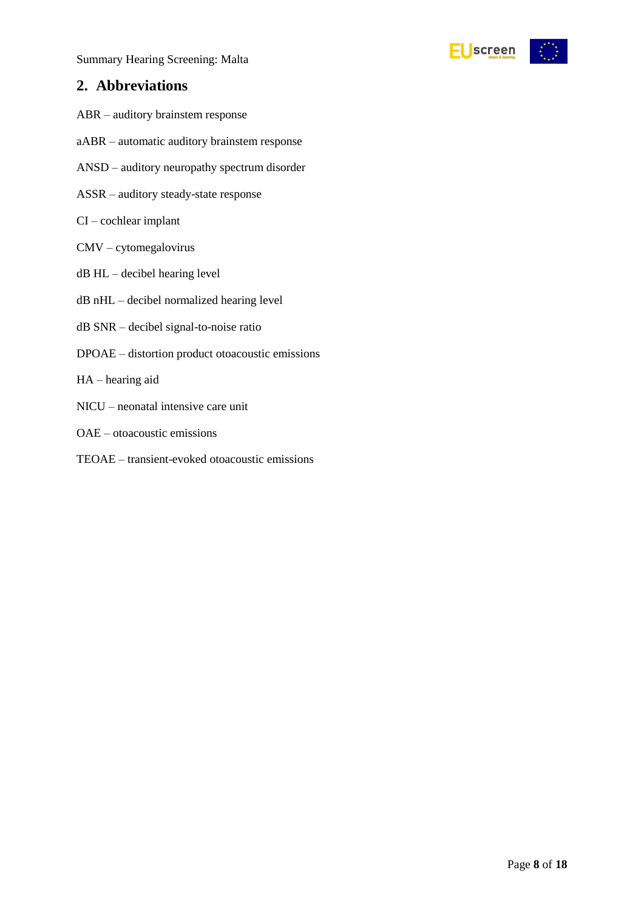## 2. Abbreviations

ABR – auditory brainstem response

aABR – automatic auditory brainstem response

ANSD – auditory neuropathy spectrum disorder

ASSR – auditory steady-state response

CI – cochlear implant

CMV – cytomegalovirus

dB HL – decibel hearing level

dB nHL – decibel normalized hearing level

dB SNR – decibel signal-to-noise ratio

DPOAE – distortion product otoacoustic emissions

HA – hearing aid

NICU – neonatal intensive care unit

OAE – otoacoustic emissions

TEOAE – transient-evoked otoacoustic emissions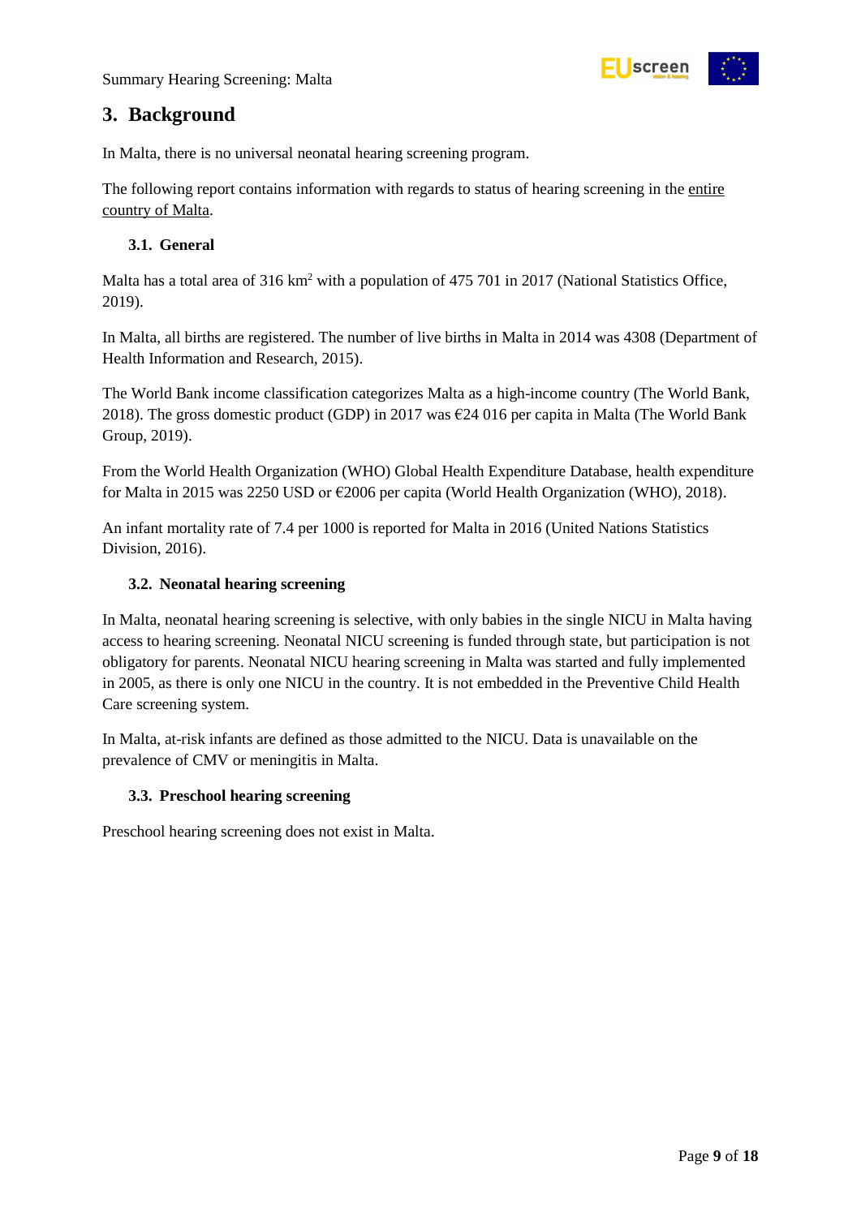# 3. Background

In Malta, there is no universal neonatal hearing screening program.

The following report contains information with regards to status of hearing screening in the entire country of Malta.

## 3.1. General

Malta has a total area of 316 km$^2$ with a population of 475 701 in 2017 (National Statistics Office, 2019).

In Malta, all births are registered. The number of live births in Malta in 2014 was 4308 (Department of Health Information and Research, 2015).

The World Bank income classification categorizes Malta as a high-income country (The World Bank, 2018). The gross domestic product (GDP) in 2017 was €24 016 per capita in Malta (The World Bank Group, 2019).

From the World Health Organization (WHO) Global Health Expenditure Database, health expenditure for Malta in 2015 was 2250 USD or €2006 per capita (World Health Organization (WHO), 2018).

An infant mortality rate of 7.4 per 1000 is reported for Malta in 2016 (United Nations Statistics Division, 2016).

## 3.2. Neonatal hearing screening

In Malta, neonatal hearing screening is selective, with only babies in the single NICU in Malta having access to hearing screening. Neonatal NICU screening is funded through state, but participation is not obligatory for parents. Neonatal NICU hearing screening in Malta was started and fully implemented in 2005, as there is only one NICU in the country. It is not embedded in the Preventive Child Health Care screening system.

In Malta, at-risk infants are defined as those admitted to the NICU. Data is unavailable on the prevalence of CMV or meningitis in Malta.

## 3.3. Preschool hearing screening

Preschool hearing screening does not exist in Malta.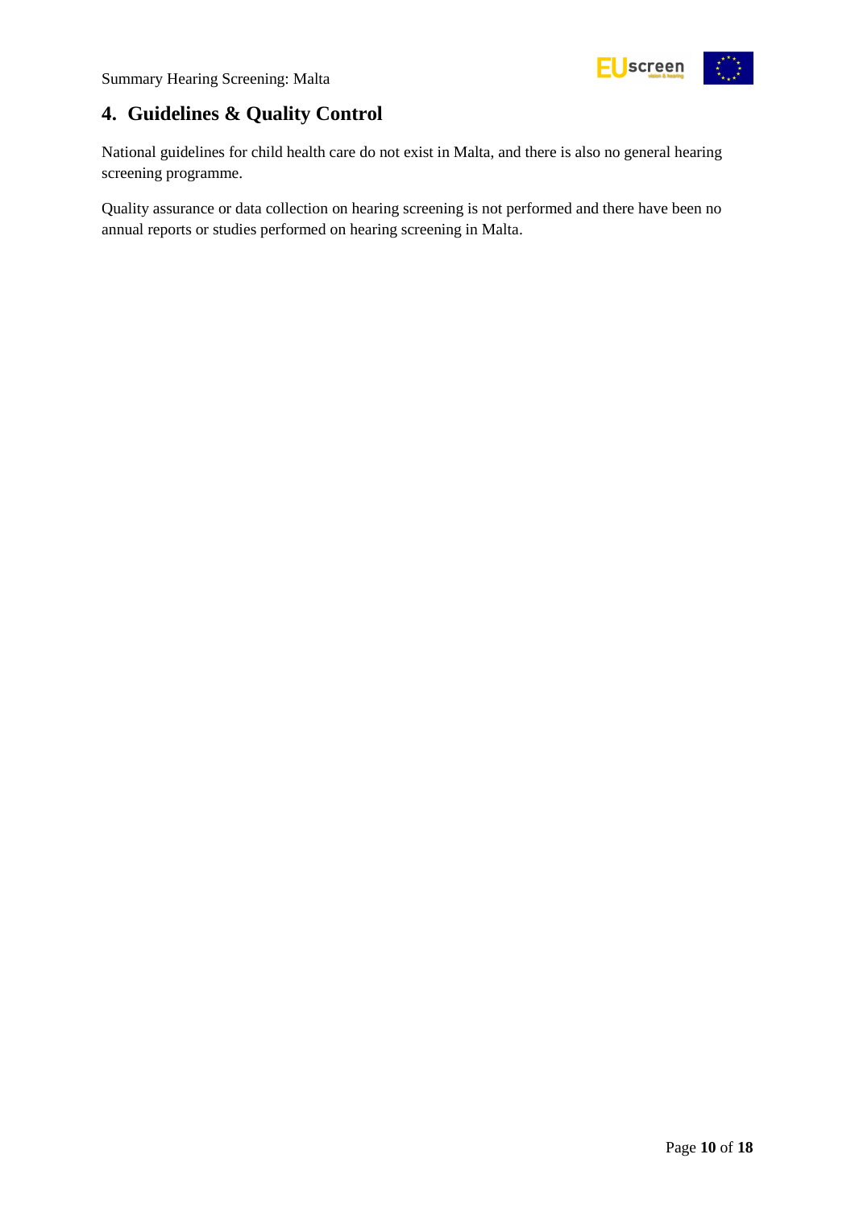## 4. Guidelines & Quality Control

National guidelines for child health care do not exist in Malta, and there is also no general hearing screening programme.

Quality assurance or data collection on hearing screening is not performed and there have been no annual reports or studies performed on hearing screening in Malta.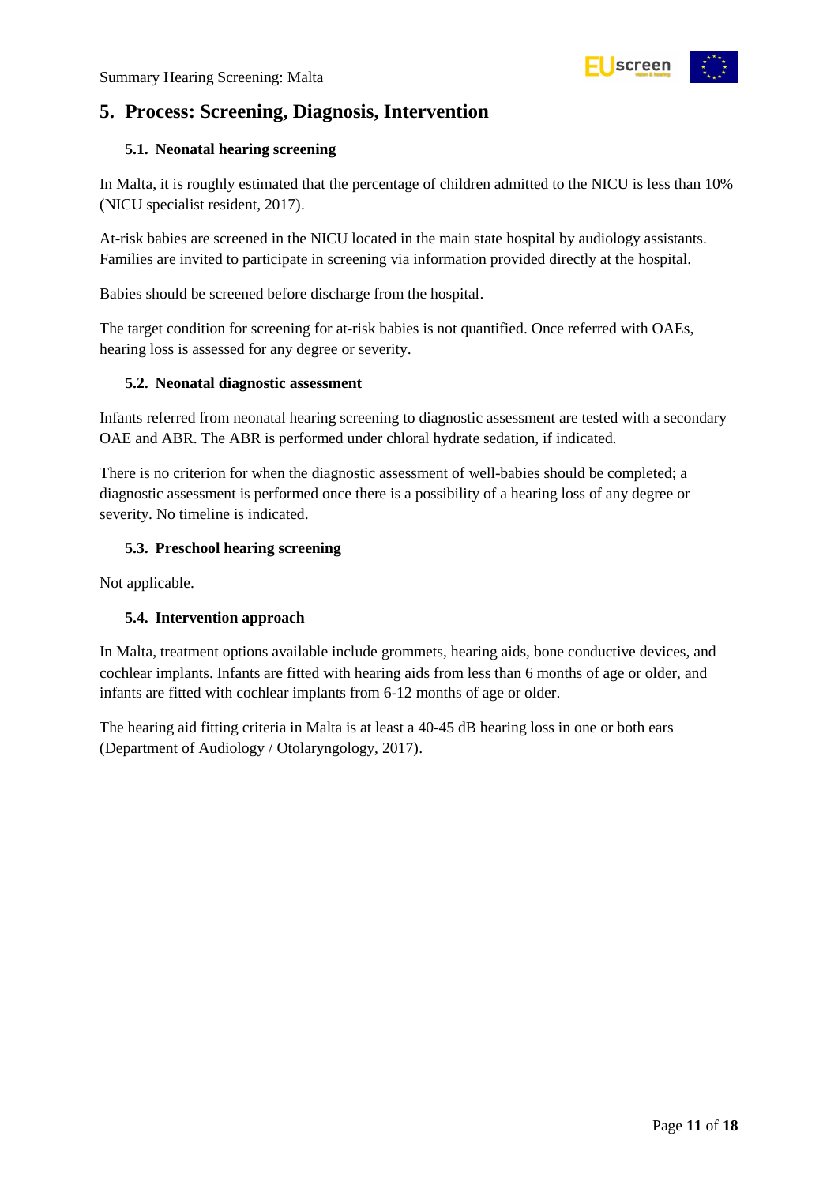## 5. Process: Screening, Diagnosis, Intervention

### 5.1. Neonatal hearing screening

In Malta, it is roughly estimated that the percentage of children admitted to the NICU is less than 10% (NICU specialist resident, 2017).

At-risk babies are screened in the NICU located in the main state hospital by audiology assistants. Families are invited to participate in screening via information provided directly at the hospital.

Babies should be screened before discharge from the hospital.

The target condition for screening for at-risk babies is not quantified. Once referred with OAEs, hearing loss is assessed for any degree or severity.

### 5.2. Neonatal diagnostic assessment

Infants referred from neonatal hearing screening to diagnostic assessment are tested with a secondary OAE and ABR. The ABR is performed under chloral hydrate sedation, if indicated.

There is no criterion for when the diagnostic assessment of well-babies should be completed; a diagnostic assessment is performed once there is a possibility of a hearing loss of any degree or severity. No timeline is indicated.

### 5.3. Preschool hearing screening

Not applicable.

### 5.4. Intervention approach

In Malta, treatment options available include grommets, hearing aids, bone conductive devices, and cochlear implants. Infants are fitted with hearing aids from less than 6 months of age or older, and infants are fitted with cochlear implants from 6-12 months of age or older.

The hearing aid fitting criteria in Malta is at least a 40-45 dB hearing loss in one or both ears (Department of Audiology / Otolaryngology, 2017).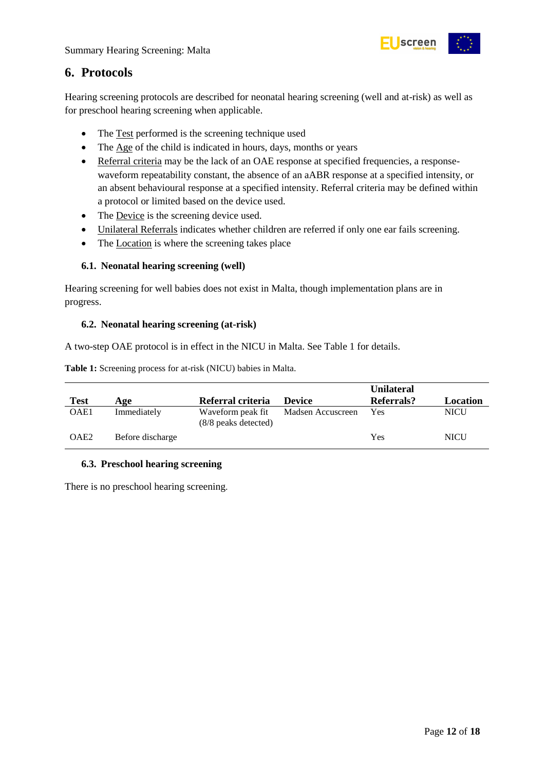## 6. Protocols

Hearing screening protocols are described for neonatal hearing screening (well and at-risk) as well as for preschool hearing screening when applicable.

- The Test performed is the screening technique used
- The Age of the child is indicated in hours, days, months or years
- Referral criteria may be the lack of an OAE response at specified frequencies, a response-waveform repeatability constant, the absence of an aABR response at a specified intensity, or an absent behavioural response at a specified intensity. Referral criteria may be defined within a protocol or limited based on the device used.
- The Device is the screening device used.
- Unilateral Referrals indicates whether children are referred if only one ear fails screening.
- The Location is where the screening takes place

### 6.1. Neonatal hearing screening (well)

Hearing screening for well babies does not exist in Malta, though implementation plans are in progress.

### 6.2. Neonatal hearing screening (at-risk)

A two-step OAE protocol is in effect in the NICU in Malta. See Table 1 for details.

**Table 1:** Screening process for at-risk (NICU) babies in Malta.

| Test | Age | Referral criteria | Device | Unilateral Referrals? | Location |
|---|---|---|---|---|---|
| OAE1 | Immediately | Waveform peak fit (8/8 peaks detected) | Madsen Accuscreen | Yes | NICU |
| OAE2 | Before discharge | | | Yes | NICU |

### 6.3. Preschool hearing screening

There is no preschool hearing screening.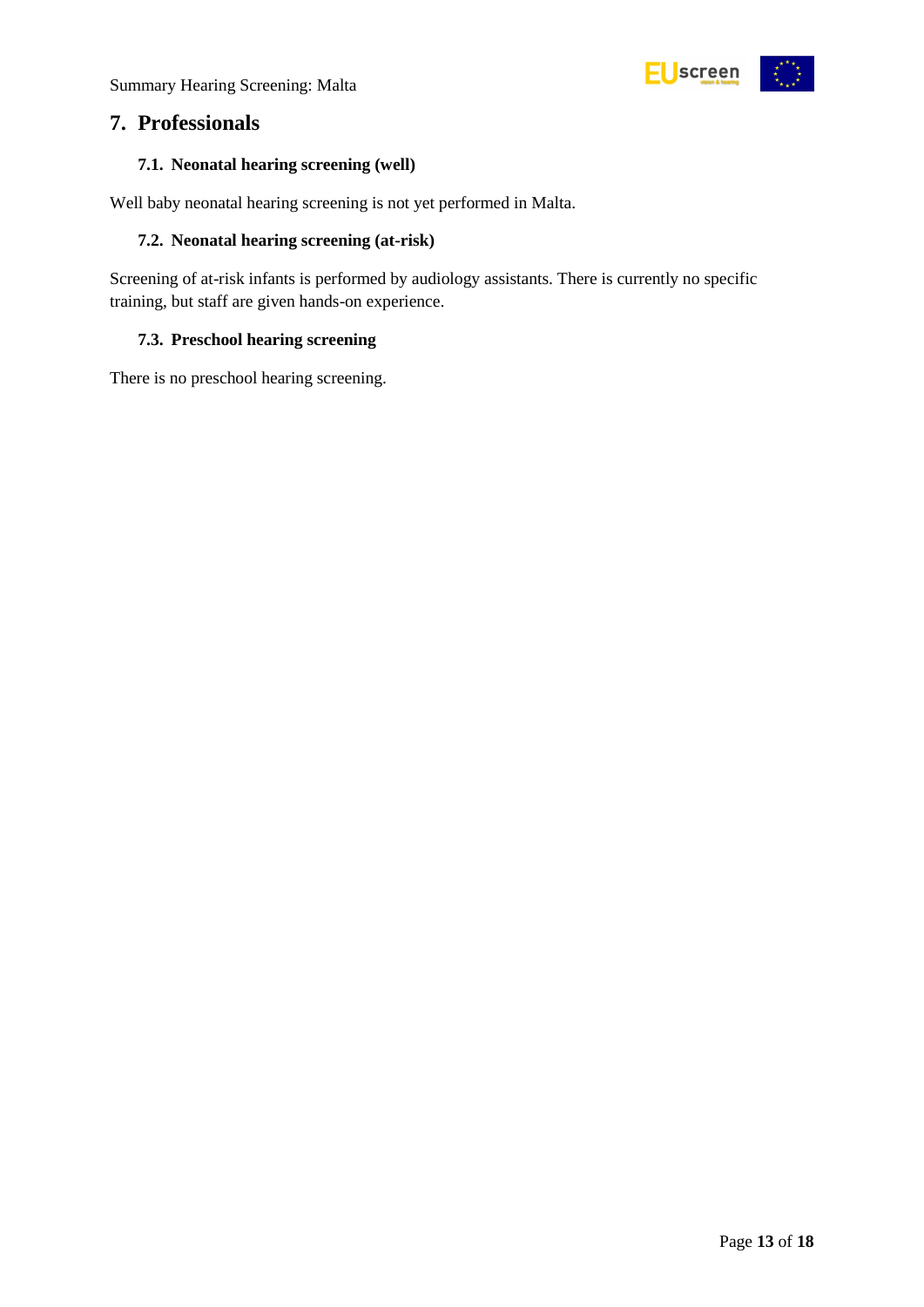## 7. Professionals

### 7.1. Neonatal hearing screening (well)

Well baby neonatal hearing screening is not yet performed in Malta.

### 7.2. Neonatal hearing screening (at-risk)

Screening of at-risk infants is performed by audiology assistants. There is currently no specific training, but staff are given hands-on experience.

### 7.3. Preschool hearing screening

There is no preschool hearing screening.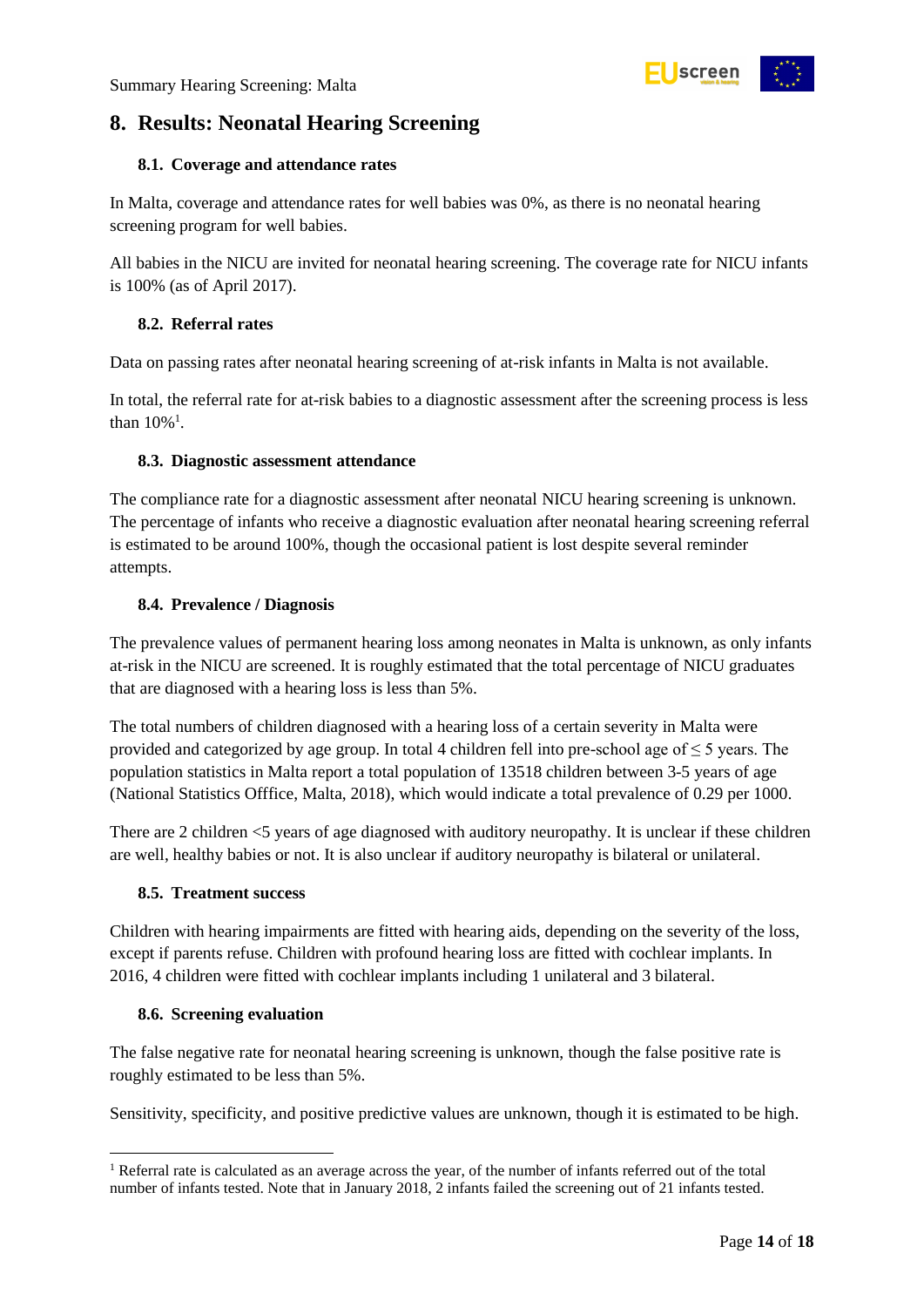## 8. Results: Neonatal Hearing Screening

### 8.1. Coverage and attendance rates

In Malta, coverage and attendance rates for well babies was 0%, as there is no neonatal hearing screening program for well babies.

All babies in the NICU are invited for neonatal hearing screening. The coverage rate for NICU infants is 100% (as of April 2017).

### 8.2. Referral rates

Data on passing rates after neonatal hearing screening of at-risk infants in Malta is not available.

In total, the referral rate for at-risk babies to a diagnostic assessment after the screening process is less than 10%[1].

### 8.3. Diagnostic assessment attendance

The compliance rate for a diagnostic assessment after neonatal NICU hearing screening is unknown. The percentage of infants who receive a diagnostic evaluation after neonatal hearing screening referral is estimated to be around 100%, though the occasional patient is lost despite several reminder attempts.

### 8.4. Prevalence / Diagnosis

The prevalence values of permanent hearing loss among neonates in Malta is unknown, as only infants at-risk in the NICU are screened. It is roughly estimated that the total percentage of NICU graduates that are diagnosed with a hearing loss is less than 5%.

The total numbers of children diagnosed with a hearing loss of a certain severity in Malta were provided and categorized by age group. In total 4 children fell into pre-school age of ≤ 5 years. The population statistics in Malta report a total population of 13518 children between 3-5 years of age (National Statistics Offfice, Malta, 2018), which would indicate a total prevalence of 0.29 per 1000.

There are 2 children <5 years of age diagnosed with auditory neuropathy. It is unclear if these children are well, healthy babies or not. It is also unclear if auditory neuropathy is bilateral or unilateral.

### 8.5. Treatment success

Children with hearing impairments are fitted with hearing aids, depending on the severity of the loss, except if parents refuse. Children with profound hearing loss are fitted with cochlear implants. In 2016, 4 children were fitted with cochlear implants including 1 unilateral and 3 bilateral.

### 8.6. Screening evaluation

The false negative rate for neonatal hearing screening is unknown, though the false positive rate is roughly estimated to be less than 5%.

Sensitivity, specificity, and positive predictive values are unknown, though it is estimated to be high.

---

[1] Referral rate is calculated as an average across the year, of the number of infants referred out of the total number of infants tested. Note that in January 2018, 2 infants failed the screening out of 21 infants tested.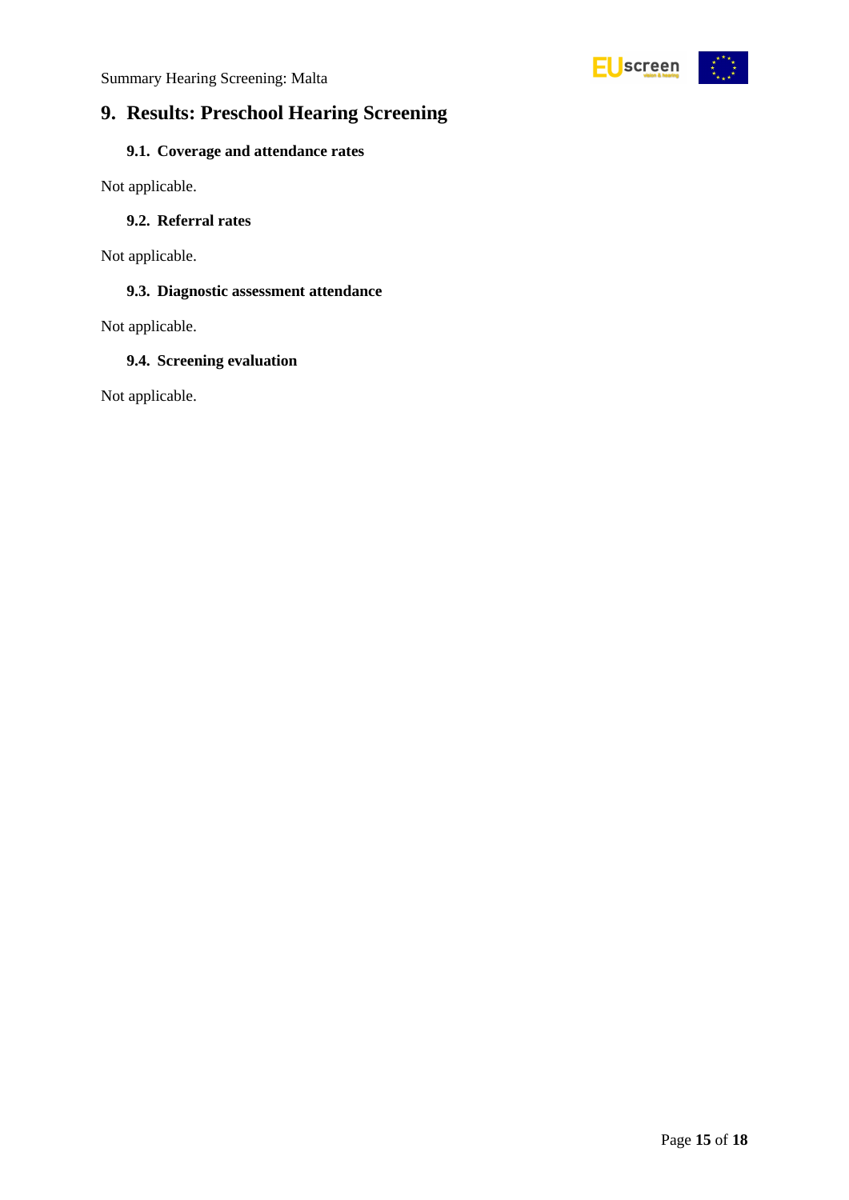# 9. Results: Preschool Hearing Screening

## 9.1. Coverage and attendance rates

Not applicable.

## 9.2. Referral rates

Not applicable.

## 9.3. Diagnostic assessment attendance

Not applicable.

## 9.4. Screening evaluation

Not applicable.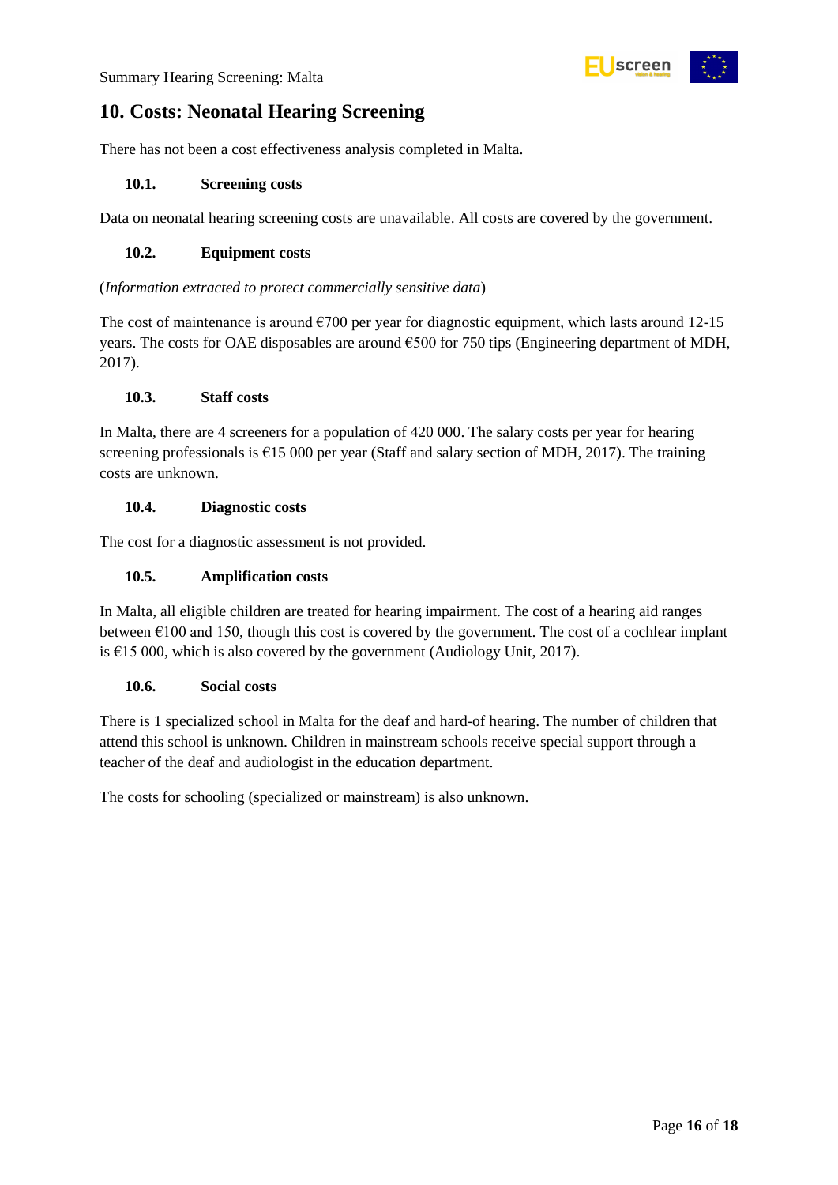# 10. Costs: Neonatal Hearing Screening

There has not been a cost effectiveness analysis completed in Malta.

### 10.1. Screening costs

Data on neonatal hearing screening costs are unavailable. All costs are covered by the government.

### 10.2. Equipment costs

(*Information extracted to protect commercially sensitive data*)

The cost of maintenance is around €700 per year for diagnostic equipment, which lasts around 12-15 years. The costs for OAE disposables are around €500 for 750 tips (Engineering department of MDH, 2017).

### 10.3. Staff costs

In Malta, there are 4 screeners for a population of 420 000. The salary costs per year for hearing screening professionals is €15 000 per year (Staff and salary section of MDH, 2017). The training costs are unknown.

### 10.4. Diagnostic costs

The cost for a diagnostic assessment is not provided.

### 10.5. Amplification costs

In Malta, all eligible children are treated for hearing impairment. The cost of a hearing aid ranges between €100 and 150, though this cost is covered by the government. The cost of a cochlear implant is €15 000, which is also covered by the government (Audiology Unit, 2017).

### 10.6. Social costs

There is 1 specialized school in Malta for the deaf and hard-of hearing. The number of children that attend this school is unknown. Children in mainstream schools receive special support through a teacher of the deaf and audiologist in the education department.

The costs for schooling (specialized or mainstream) is also unknown.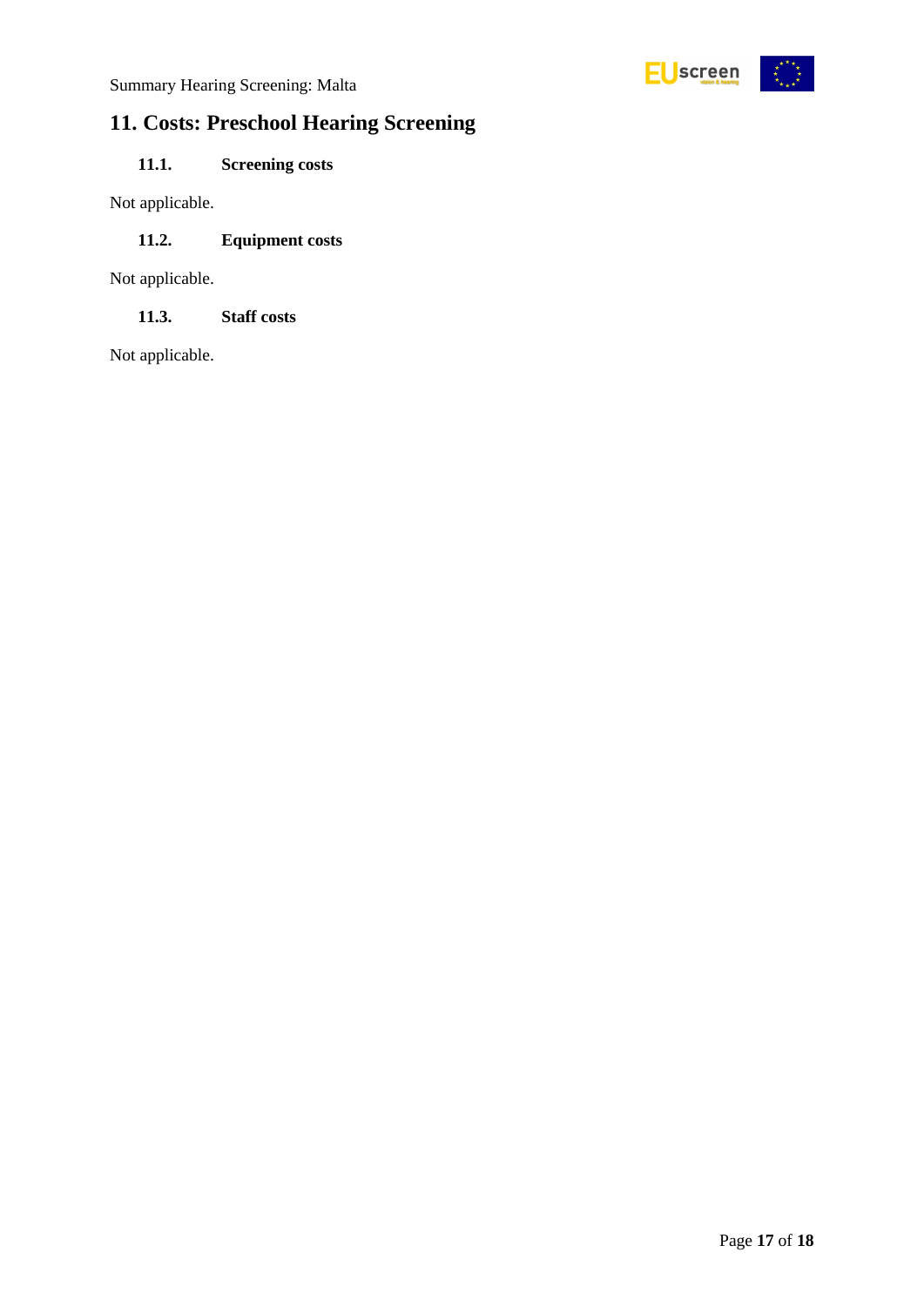# 11. Costs: Preschool Hearing Screening

## 11.1. Screening costs

Not applicable.

## 11.2. Equipment costs

Not applicable.

## 11.3. Staff costs

Not applicable.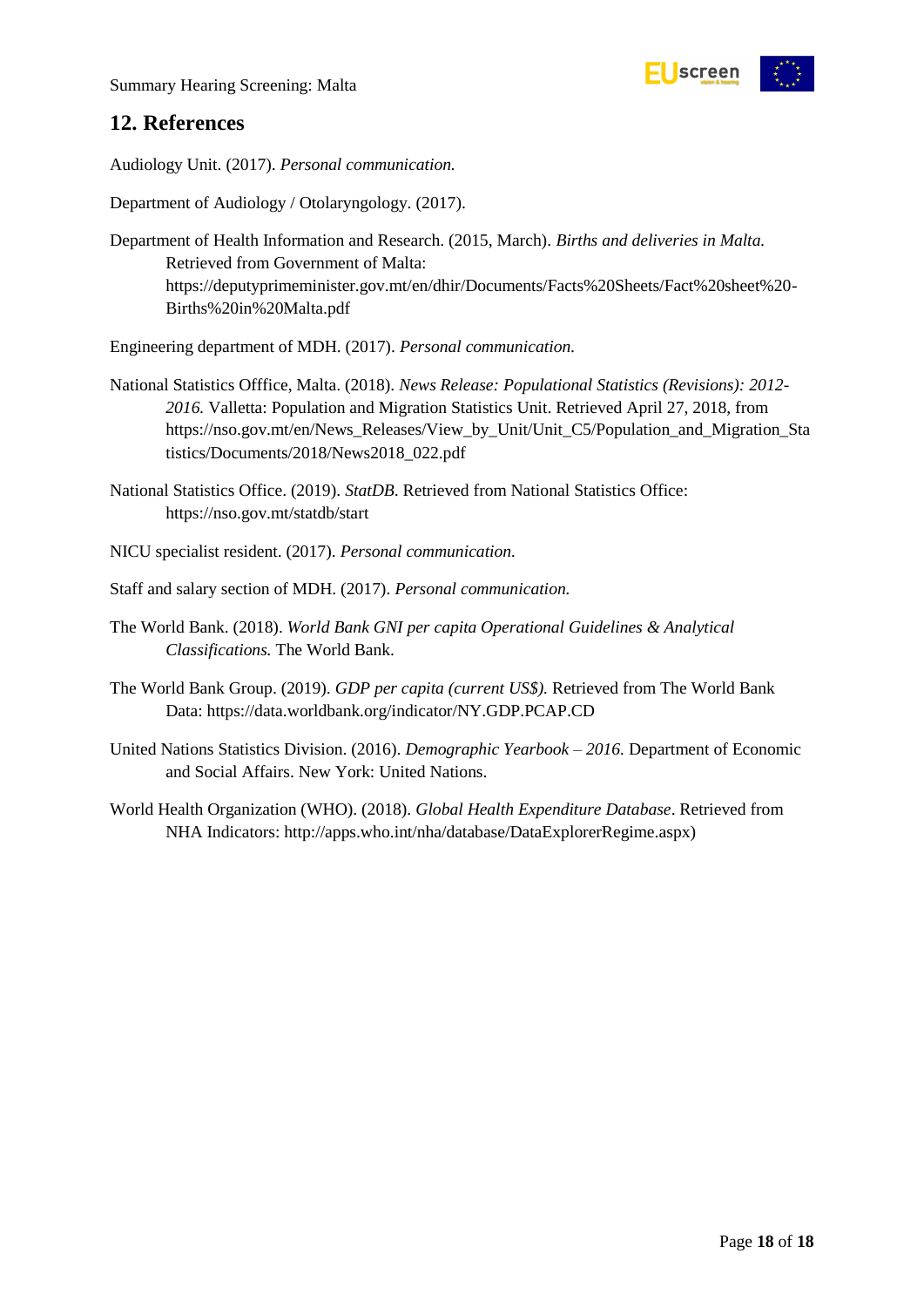## 12. References

Audiology Unit. (2017). *Personal communication.*

Department of Audiology / Otolaryngology. (2017).

Department of Health Information and Research. (2015, March). *Births and deliveries in Malta.* Retrieved from Government of Malta: https://deputyprimeminister.gov.mt/en/dhir/Documents/Facts%20Sheets/Fact%20sheet%20-Births%20in%20Malta.pdf

Engineering department of MDH. (2017). *Personal communication.*

National Statistics Offfice, Malta. (2018). *News Release: Populational Statistics (Revisions): 2012-2016.* Valletta: Population and Migration Statistics Unit. Retrieved April 27, 2018, from https://nso.gov.mt/en/News_Releases/View_by_Unit/Unit_C5/Population_and_Migration_Statistics/Documents/2018/News2018_022.pdf

National Statistics Office. (2019). *StatDB.* Retrieved from National Statistics Office: https://nso.gov.mt/statdb/start

NICU specialist resident. (2017). *Personal communication.*

Staff and salary section of MDH. (2017). *Personal communication.*

The World Bank. (2018). *World Bank GNI per capita Operational Guidelines & Analytical Classifications.* The World Bank.

The World Bank Group. (2019). *GDP per capita (current US$).* Retrieved from The World Bank Data: https://data.worldbank.org/indicator/NY.GDP.PCAP.CD

United Nations Statistics Division. (2016). *Demographic Yearbook – 2016.* Department of Economic and Social Affairs. New York: United Nations.

World Health Organization (WHO). (2018). *Global Health Expenditure Database*. Retrieved from NHA Indicators: http://apps.who.int/nha/database/DataExplorerRegime.aspx)